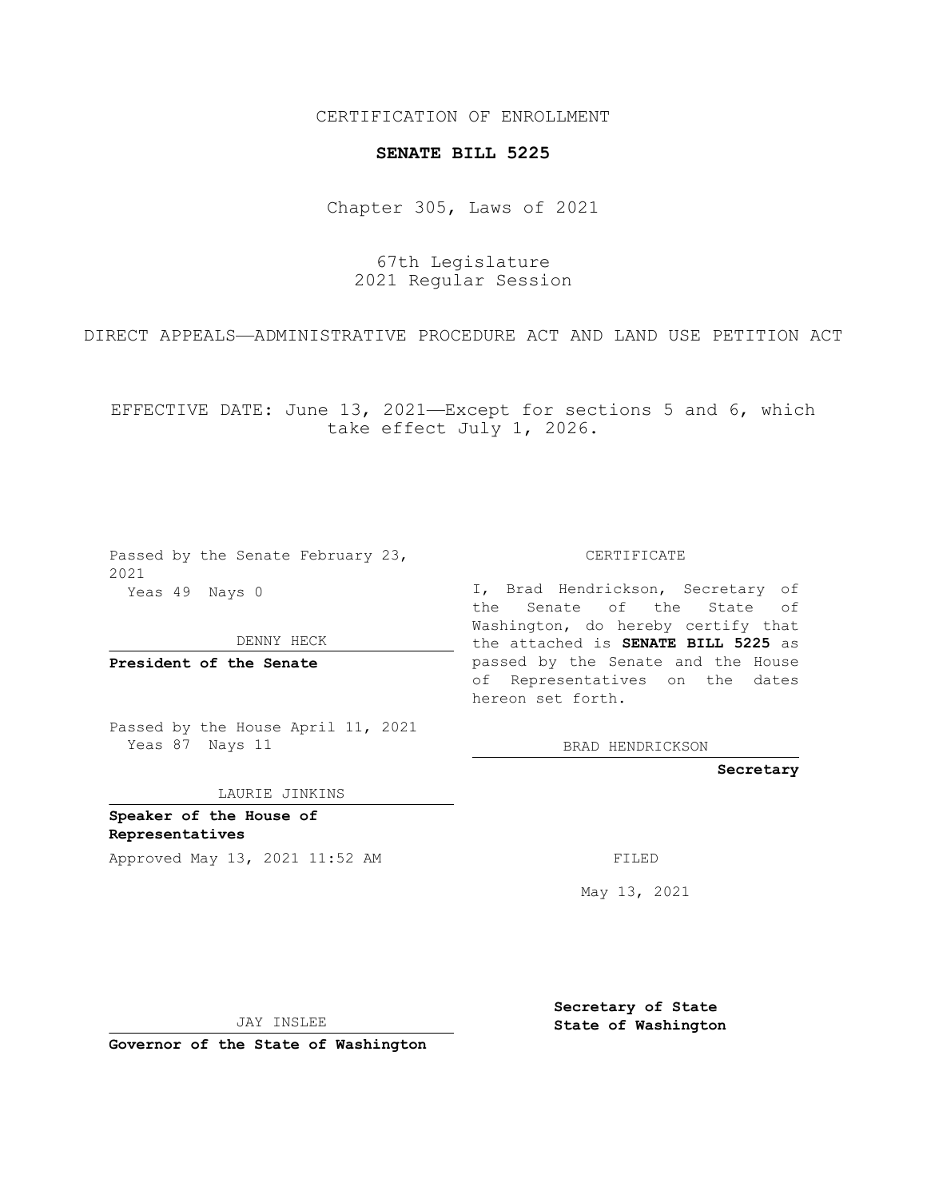CERTIFICATION OF ENROLLMENT

**SENATE BILL 5225**

Chapter 305, Laws of 2021

67th Legislature
2021 Regular Session

DIRECT APPEALS—ADMINISTRATIVE PROCEDURE ACT AND LAND USE PETITION ACT

EFFECTIVE DATE: June 13, 2021—Except for sections 5 and 6, which take effect July 1, 2026.

Passed by the Senate February 23, 2021
Yeas 49 Nays 0

DENNY HECK

**President of the Senate**

Passed by the House April 11, 2021
Yeas 87 Nays 11

LAURIE JINKINS

**Speaker of the House of Representatives**

Approved May 13, 2021 11:52 AM

JAY INSLEE

**Governor of the State of Washington**

CERTIFICATE

I, Brad Hendrickson, Secretary of the Senate of the State of Washington, do hereby certify that the attached is **SENATE BILL 5225** as passed by the Senate and the House of Representatives on the dates hereon set forth.

BRAD HENDRICKSON

**Secretary**

FILED

May 13, 2021

**Secretary of State**
**State of Washington**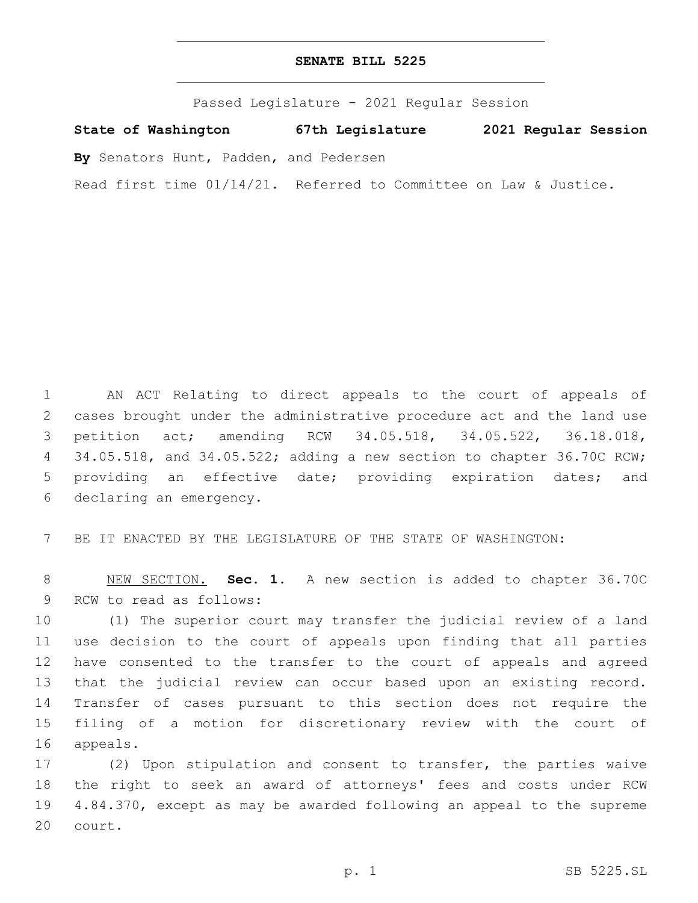# SENATE BILL 5225

Passed Legislature - 2021 Regular Session

**State of Washington 67th Legislature 2021 Regular Session**

**By** Senators Hunt, Padden, and Pedersen

Read first time 01/14/21. Referred to Committee on Law & Justice.

AN ACT Relating to direct appeals to the court of appeals of cases brought under the administrative procedure act and the land use petition act; amending RCW 34.05.518, 34.05.522, 36.18.018, 34.05.518, and 34.05.522; adding a new section to chapter 36.70C RCW; providing an effective date; providing expiration dates; and declaring an emergency.

BE IT ENACTED BY THE LEGISLATURE OF THE STATE OF WASHINGTON:

NEW SECTION. **Sec. 1.** A new section is added to chapter 36.70C RCW to read as follows:

(1) The superior court may transfer the judicial review of a land use decision to the court of appeals upon finding that all parties have consented to the transfer to the court of appeals and agreed that the judicial review can occur based upon an existing record. Transfer of cases pursuant to this section does not require the filing of a motion for discretionary review with the court of appeals.

(2) Upon stipulation and consent to transfer, the parties waive the right to seek an award of attorneys' fees and costs under RCW 4.84.370, except as may be awarded following an appeal to the supreme court.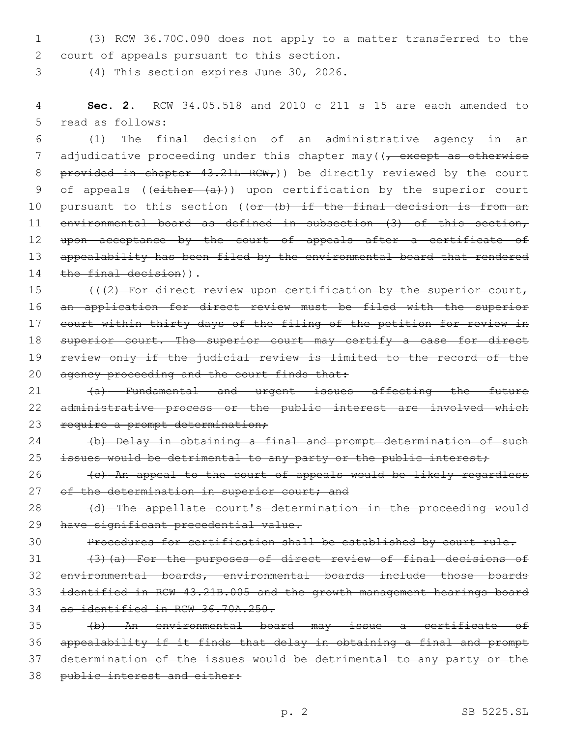(3) RCW 36.70C.090 does not apply to a matter transferred to the court of appeals pursuant to this section.

(4) This section expires June 30, 2026.

**Sec. 2.** RCW 34.05.518 and 2010 c 211 s 15 are each amended to read as follows:

(1) The final decision of an administrative agency in an adjudicative proceeding under this chapter may((~~, except as otherwise provided in chapter 43.21L RCW,~~)) be directly reviewed by the court of appeals ((~~either (a)~~)) upon certification by the superior court pursuant to this section ((~~or (b) if the final decision is from an environmental board as defined in subsection (3) of this section, upon acceptance by the court of appeals after a certificate of appealability has been filed by the environmental board that rendered the final decision~~)).

((~~(2) For direct review upon certification by the superior court, an application for direct review must be filed with the superior court within thirty days of the filing of the petition for review in superior court. The superior court may certify a case for direct review only if the judicial review is limited to the record of the agency proceeding and the court finds that:~~

~~(a) Fundamental and urgent issues affecting the future administrative process or the public interest are involved which require a prompt determination;~~

~~(b) Delay in obtaining a final and prompt determination of such issues would be detrimental to any party or the public interest;~~

~~(c) An appeal to the court of appeals would be likely regardless of the determination in superior court; and~~

~~(d) The appellate court's determination in the proceeding would have significant precedential value.~~

~~Procedures for certification shall be established by court rule.~~

~~(3)(a) For the purposes of direct review of final decisions of environmental boards, environmental boards include those boards identified in RCW 43.21B.005 and the growth management hearings board as identified in RCW 36.70A.250.~~

~~(b) An environmental board may issue a certificate of appealability if it finds that delay in obtaining a final and prompt determination of the issues would be detrimental to any party or the public interest and either:~~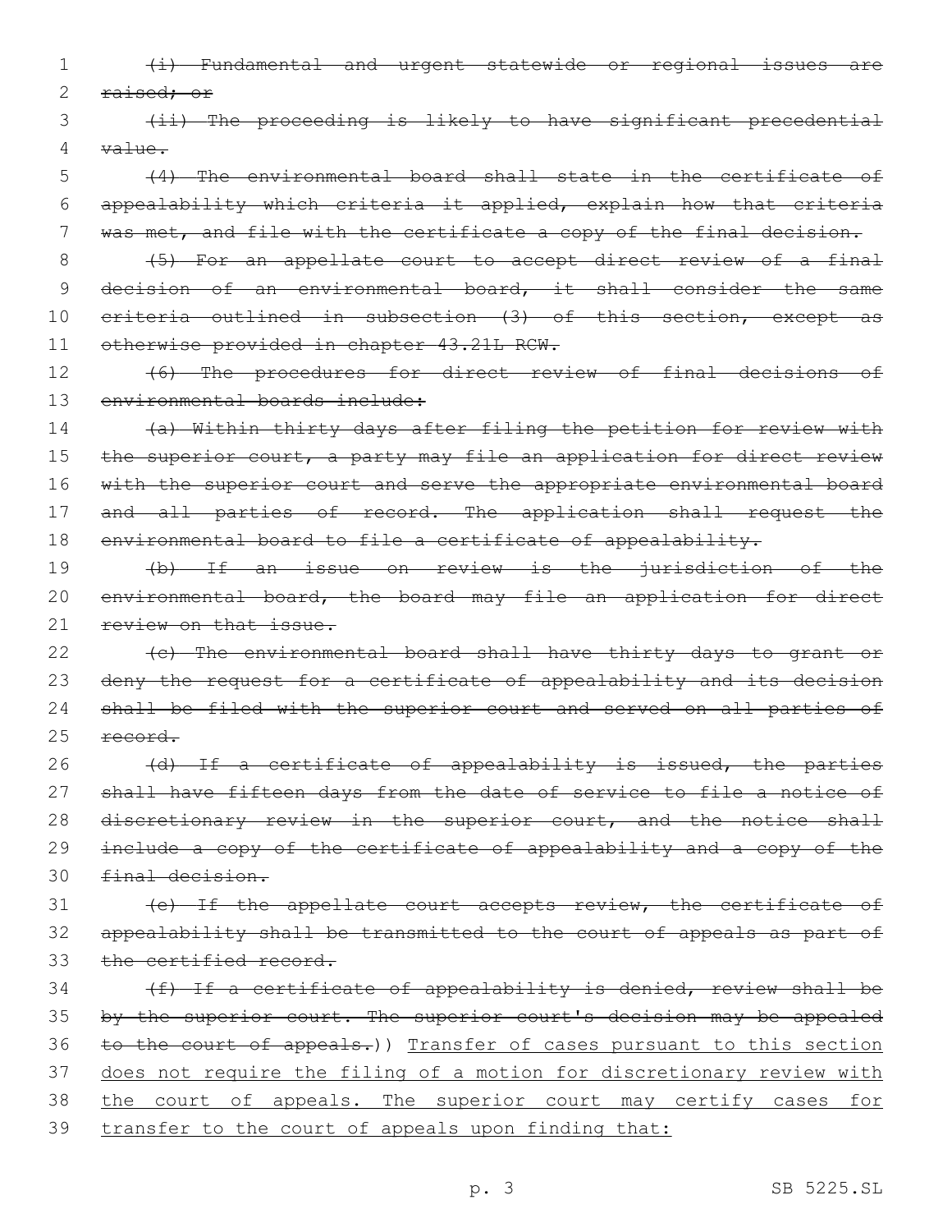~~(i) Fundamental and urgent statewide or regional issues are raised; or~~

~~(ii) The proceeding is likely to have significant precedential value.~~

~~(4) The environmental board shall state in the certificate of appealability which criteria it applied, explain how that criteria was met, and file with the certificate a copy of the final decision.~~

~~(5) For an appellate court to accept direct review of a final decision of an environmental board, it shall consider the same criteria outlined in subsection (3) of this section, except as otherwise provided in chapter 43.21L RCW.~~

~~(6) The procedures for direct review of final decisions of environmental boards include:~~

~~(a) Within thirty days after filing the petition for review with the superior court, a party may file an application for direct review with the superior court and serve the appropriate environmental board and all parties of record. The application shall request the environmental board to file a certificate of appealability.~~

~~(b) If an issue on review is the jurisdiction of the environmental board, the board may file an application for direct review on that issue.~~

~~(c) The environmental board shall have thirty days to grant or deny the request for a certificate of appealability and its decision shall be filed with the superior court and served on all parties of record.~~

~~(d) If a certificate of appealability is issued, the parties shall have fifteen days from the date of service to file a notice of discretionary review in the superior court, and the notice shall include a copy of the certificate of appealability and a copy of the final decision.~~

~~(e) If the appellate court accepts review, the certificate of appealability shall be transmitted to the court of appeals as part of the certified record.~~

~~(f) If a certificate of appealability is denied, review shall be by the superior court. The superior court's decision may be appealed to the court of appeals.~~)) <u>Transfer of cases pursuant to this section does not require the filing of a motion for discretionary review with the court of appeals. The superior court may certify cases for transfer to the court of appeals upon finding that:</u>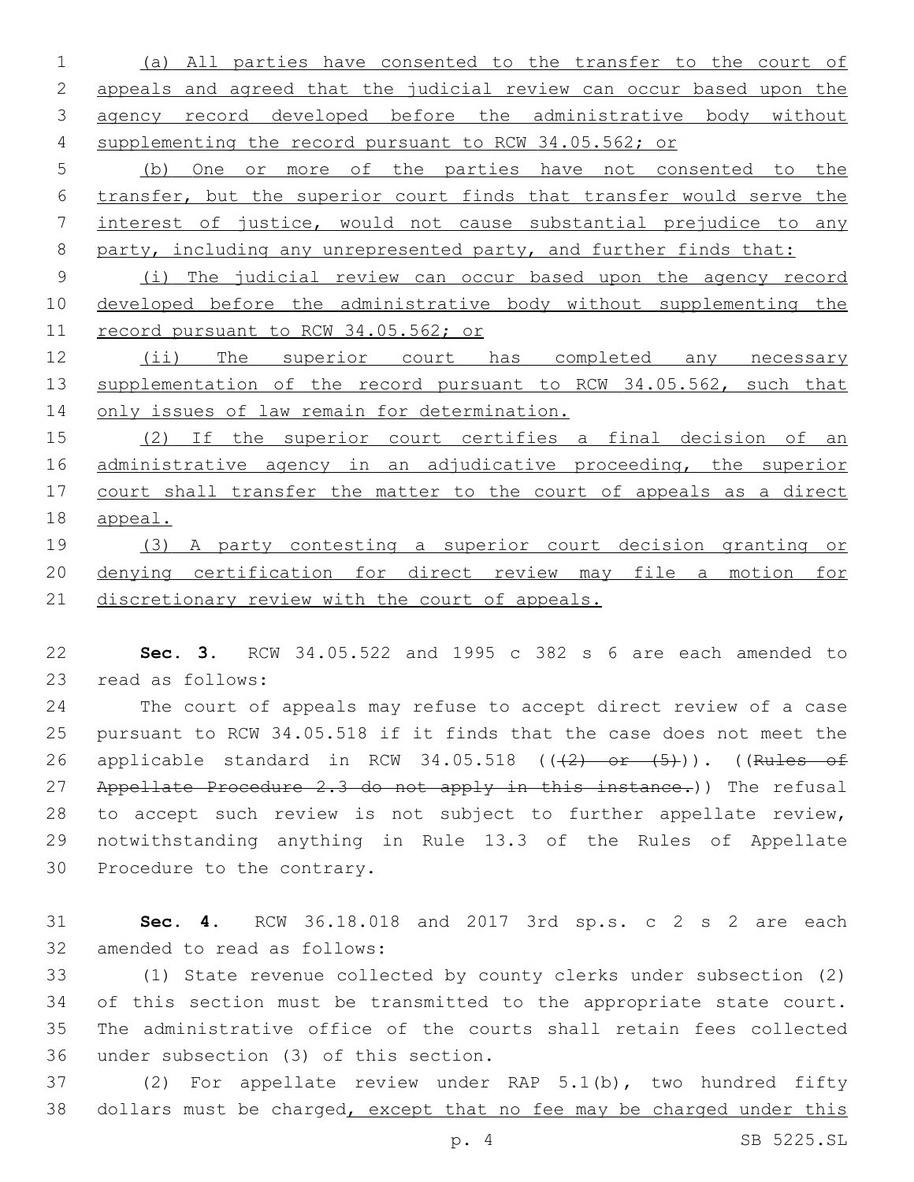(a) All parties have consented to the transfer to the court of appeals and agreed that the judicial review can occur based upon the agency record developed before the administrative body without supplementing the record pursuant to RCW 34.05.562; or

(b) One or more of the parties have not consented to the transfer, but the superior court finds that transfer would serve the interest of justice, would not cause substantial prejudice to any party, including any unrepresented party, and further finds that:

(i) The judicial review can occur based upon the agency record developed before the administrative body without supplementing the record pursuant to RCW 34.05.562; or

(ii) The superior court has completed any necessary supplementation of the record pursuant to RCW 34.05.562, such that only issues of law remain for determination.

(2) If the superior court certifies a final decision of an administrative agency in an adjudicative proceeding, the superior court shall transfer the matter to the court of appeals as a direct appeal.

(3) A party contesting a superior court decision granting or denying certification for direct review may file a motion for discretionary review with the court of appeals.

**Sec. 3.** RCW 34.05.522 and 1995 c 382 s 6 are each amended to read as follows:

The court of appeals may refuse to accept direct review of a case pursuant to RCW 34.05.518 if it finds that the case does not meet the applicable standard in RCW 34.05.518 ((~~(2) or (5)~~)). ((~~Rules of Appellate Procedure 2.3 do not apply in this instance.~~)) The refusal to accept such review is not subject to further appellate review, notwithstanding anything in Rule 13.3 of the Rules of Appellate Procedure to the contrary.

**Sec. 4.** RCW 36.18.018 and 2017 3rd sp.s. c 2 s 2 are each amended to read as follows:

(1) State revenue collected by county clerks under subsection (2) of this section must be transmitted to the appropriate state court. The administrative office of the courts shall retain fees collected under subsection (3) of this section.

(2) For appellate review under RAP 5.1(b), two hundred fifty dollars must be charged, except that no fee may be charged under this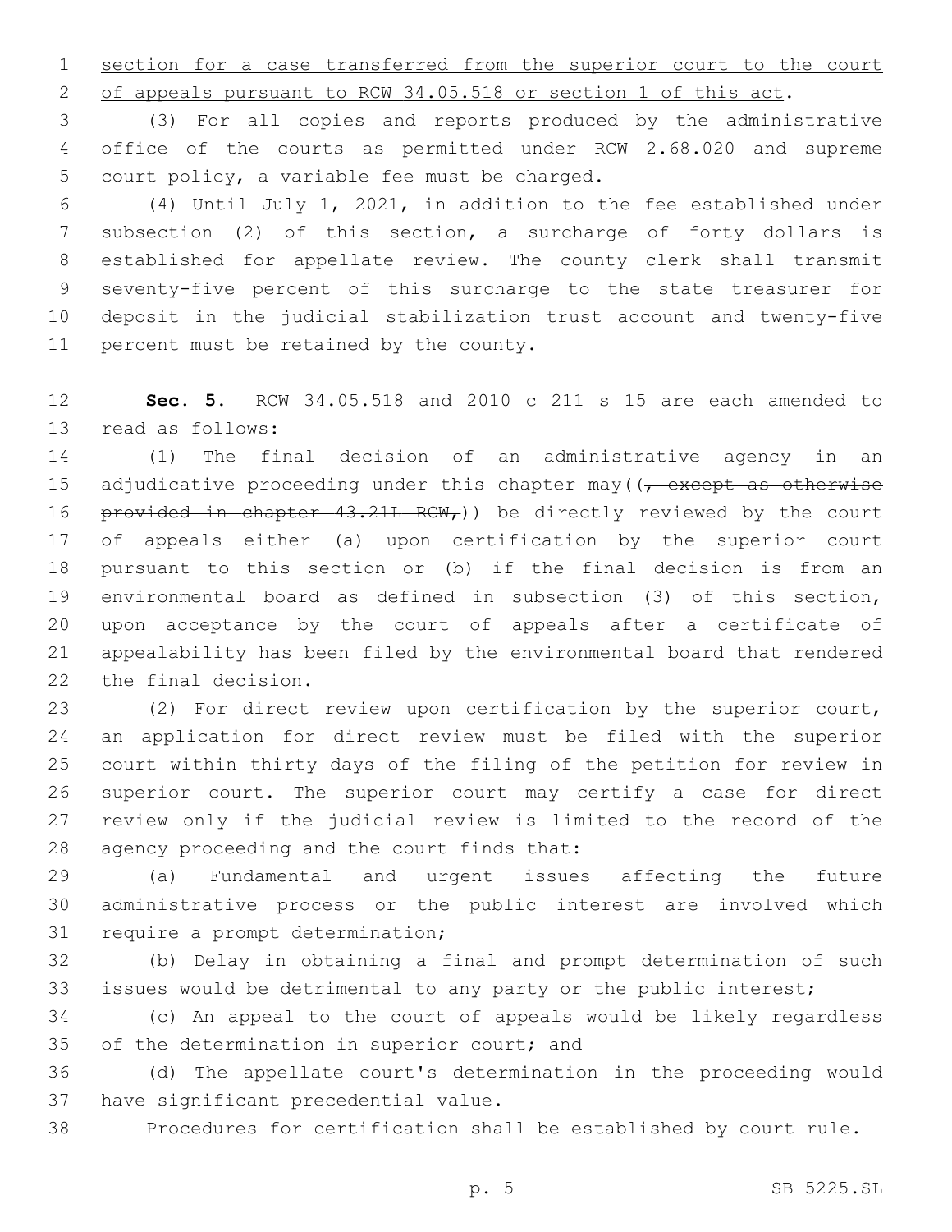section for a case transferred from the superior court to the court of appeals pursuant to RCW 34.05.518 or section 1 of this act.

(3) For all copies and reports produced by the administrative office of the courts as permitted under RCW 2.68.020 and supreme court policy, a variable fee must be charged.

(4) Until July 1, 2021, in addition to the fee established under subsection (2) of this section, a surcharge of forty dollars is established for appellate review. The county clerk shall transmit seventy-five percent of this surcharge to the state treasurer for deposit in the judicial stabilization trust account and twenty-five percent must be retained by the county.

**Sec. 5.** RCW 34.05.518 and 2010 c 211 s 15 are each amended to read as follows:

(1) The final decision of an administrative agency in an adjudicative proceeding under this chapter may((~~, except as otherwise provided in chapter 43.21L RCW,~~)) be directly reviewed by the court of appeals either (a) upon certification by the superior court pursuant to this section or (b) if the final decision is from an environmental board as defined in subsection (3) of this section, upon acceptance by the court of appeals after a certificate of appealability has been filed by the environmental board that rendered the final decision.

(2) For direct review upon certification by the superior court, an application for direct review must be filed with the superior court within thirty days of the filing of the petition for review in superior court. The superior court may certify a case for direct review only if the judicial review is limited to the record of the agency proceeding and the court finds that:

(a) Fundamental and urgent issues affecting the future administrative process or the public interest are involved which require a prompt determination;

(b) Delay in obtaining a final and prompt determination of such issues would be detrimental to any party or the public interest;

(c) An appeal to the court of appeals would be likely regardless of the determination in superior court; and

(d) The appellate court's determination in the proceeding would have significant precedential value.

Procedures for certification shall be established by court rule.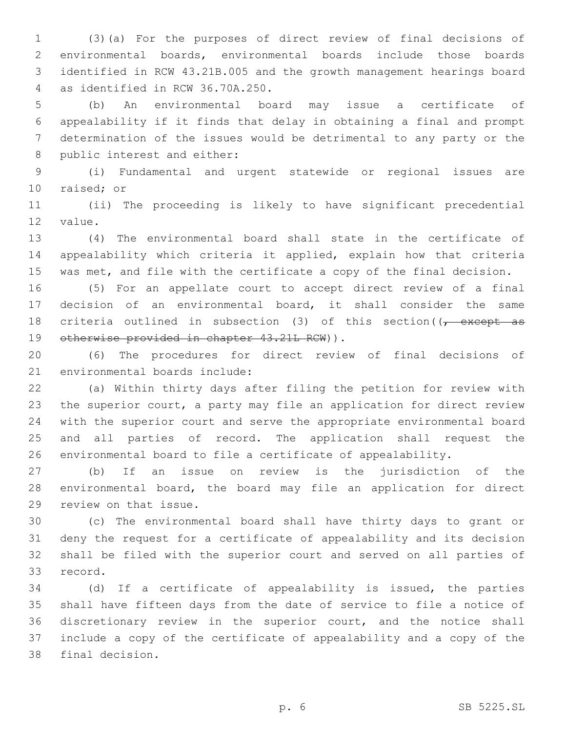(3)(a) For the purposes of direct review of final decisions of environmental boards, environmental boards include those boards identified in RCW 43.21B.005 and the growth management hearings board as identified in RCW 36.70A.250.

(b) An environmental board may issue a certificate of appealability if it finds that delay in obtaining a final and prompt determination of the issues would be detrimental to any party or the public interest and either:

(i) Fundamental and urgent statewide or regional issues are raised; or

(ii) The proceeding is likely to have significant precedential value.

(4) The environmental board shall state in the certificate of appealability which criteria it applied, explain how that criteria was met, and file with the certificate a copy of the final decision.

(5) For an appellate court to accept direct review of a final decision of an environmental board, it shall consider the same criteria outlined in subsection (3) of this section((~~, except as otherwise provided in chapter 43.21L RCW~~)).

(6) The procedures for direct review of final decisions of environmental boards include:

(a) Within thirty days after filing the petition for review with the superior court, a party may file an application for direct review with the superior court and serve the appropriate environmental board and all parties of record. The application shall request the environmental board to file a certificate of appealability.

(b) If an issue on review is the jurisdiction of the environmental board, the board may file an application for direct review on that issue.

(c) The environmental board shall have thirty days to grant or deny the request for a certificate of appealability and its decision shall be filed with the superior court and served on all parties of record.

(d) If a certificate of appealability is issued, the parties shall have fifteen days from the date of service to file a notice of discretionary review in the superior court, and the notice shall include a copy of the certificate of appealability and a copy of the final decision.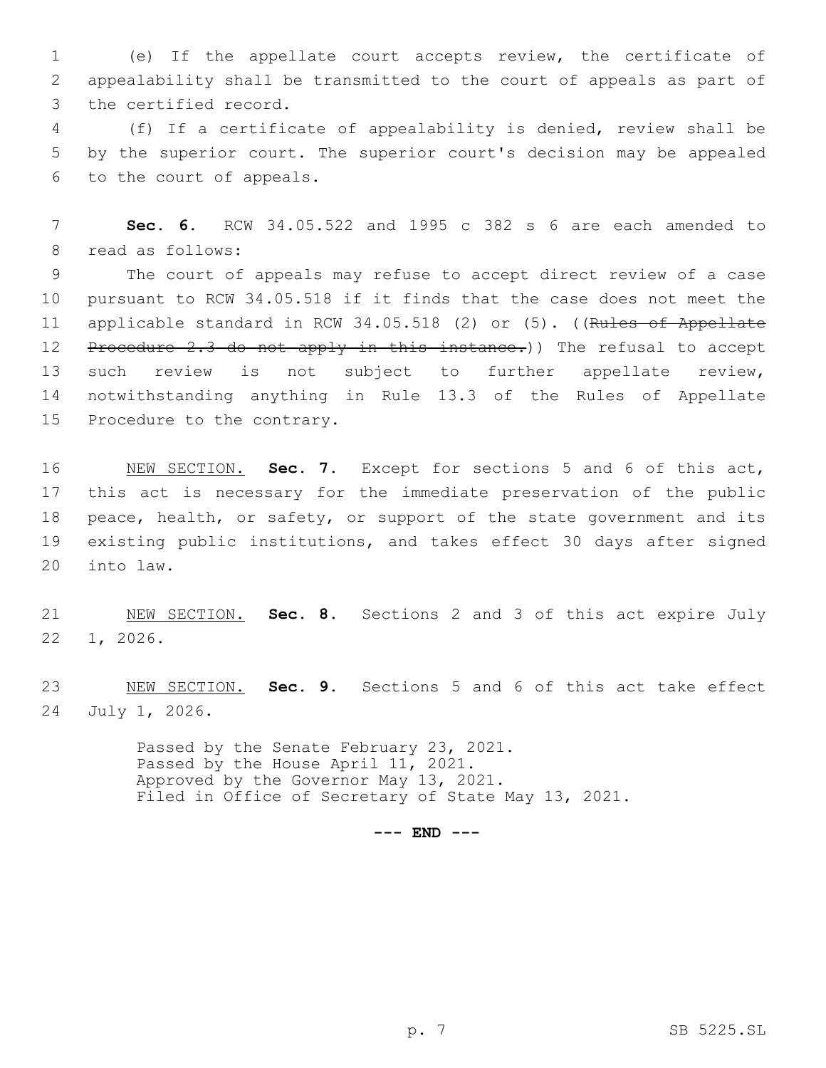(e) If the appellate court accepts review, the certificate of appealability shall be transmitted to the court of appeals as part of the certified record.

(f) If a certificate of appealability is denied, review shall be by the superior court. The superior court's decision may be appealed to the court of appeals.

**Sec. 6.** RCW 34.05.522 and 1995 c 382 s 6 are each amended to read as follows:

The court of appeals may refuse to accept direct review of a case pursuant to RCW 34.05.518 if it finds that the case does not meet the applicable standard in RCW 34.05.518 (2) or (5). ((~~Rules of Appellate Procedure 2.3 do not apply in this instance.~~)) The refusal to accept such review is not subject to further appellate review, notwithstanding anything in Rule 13.3 of the Rules of Appellate Procedure to the contrary.

NEW SECTION. **Sec. 7.** Except for sections 5 and 6 of this act, this act is necessary for the immediate preservation of the public peace, health, or safety, or support of the state government and its existing public institutions, and takes effect 30 days after signed into law.

NEW SECTION. **Sec. 8.** Sections 2 and 3 of this act expire July 1, 2026.

NEW SECTION. **Sec. 9.** Sections 5 and 6 of this act take effect July 1, 2026.

Passed by the Senate February 23, 2021.
Passed by the House April 11, 2021.
Approved by the Governor May 13, 2021.
Filed in Office of Secretary of State May 13, 2021.

**--- END ---**